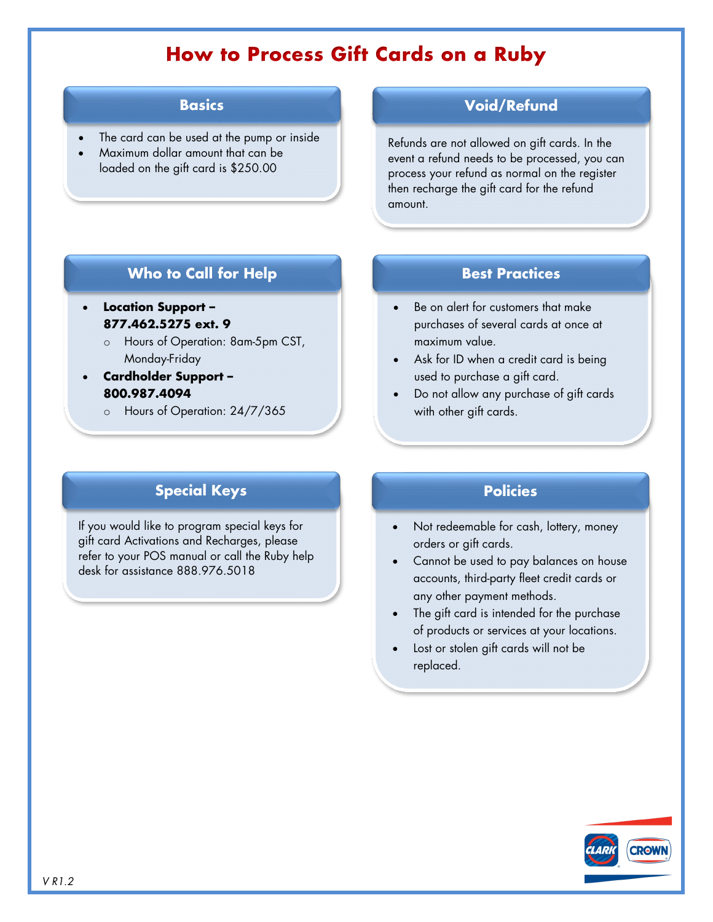# How to Process Gift Cards on a Ruby

## Basics

- The card can be used at the pump or inside
- Maximum dollar amount that can be loaded on the gift card is $250.00

## Void/Refund

Refunds are not allowed on gift cards. In the event a refund needs to be processed, you can process your refund as normal on the register then recharge the gift card for the refund amount.

## Who to Call for Help

- **Location Support – 877.462.5275 ext. 9**
  - Hours of Operation: 8am-5pm CST, Monday-Friday
- **Cardholder Support – 800.987.4094**
  - Hours of Operation: 24/7/365

## Best Practices

- Be on alert for customers that make purchases of several cards at once at maximum value.
- Ask for ID when a credit card is being used to purchase a gift card.
- Do not allow any purchase of gift cards with other gift cards.

## Special Keys

If you would like to program special keys for gift card Activations and Recharges, please refer to your POS manual or call the Ruby help desk for assistance 888.976.5018

## Policies

- Not redeemable for cash, lottery, money orders or gift cards.
- Cannot be used to pay balances on house accounts, third-party fleet credit cards or any other payment methods.
- The gift card is intended for the purchase of products or services at your locations.
- Lost or stolen gift cards will not be replaced.

V R1.2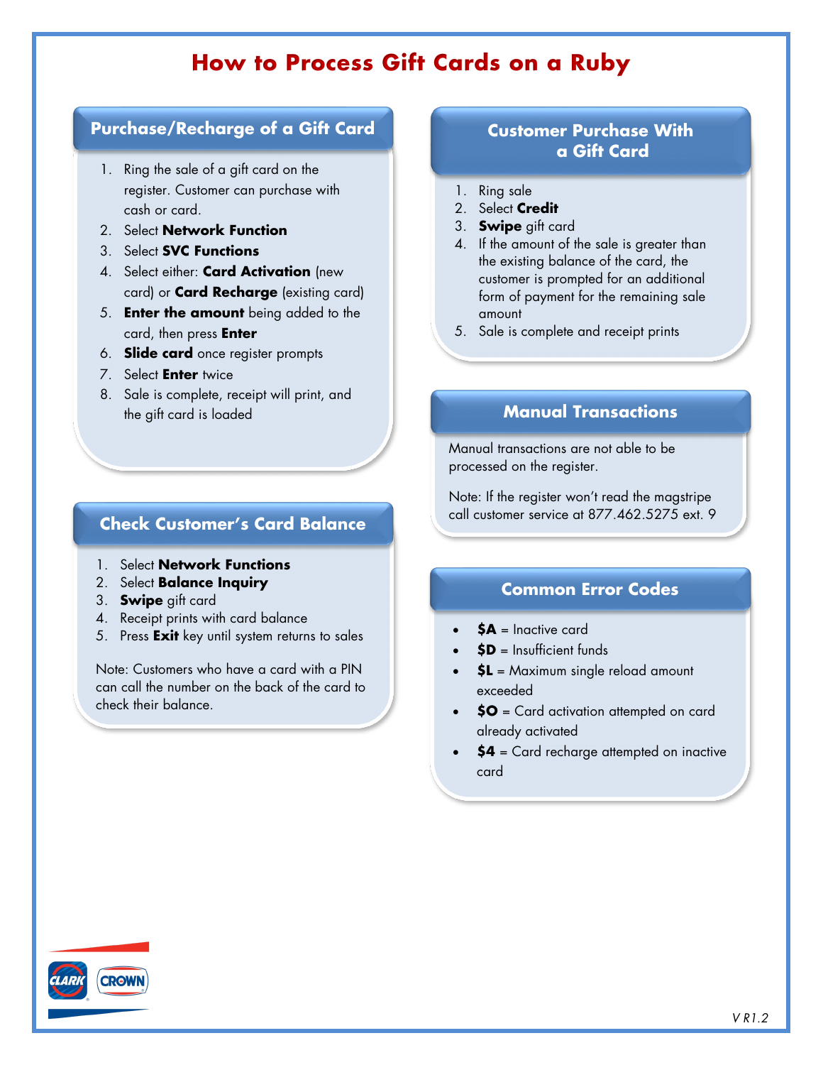# How to Process Gift Cards on a Ruby

## Purchase/Recharge of a Gift Card

1. Ring the sale of a gift card on the register. Customer can purchase with cash or card.
2. Select **Network Function**
3. Select **SVC Functions**
4. Select either: **Card Activation** (new card) or **Card Recharge** (existing card)
5. **Enter the amount** being added to the card, then press **Enter**
6. **Slide card** once register prompts
7. Select **Enter** twice
8. Sale is complete, receipt will print, and the gift card is loaded

## Check Customer's Card Balance

1. Select **Network Functions**
2. Select **Balance Inquiry**
3. **Swipe** gift card
4. Receipt prints with card balance
5. Press **Exit** key until system returns to sales

Note: Customers who have a card with a PIN can call the number on the back of the card to check their balance.

## Customer Purchase With a Gift Card

1. Ring sale
2. Select **Credit**
3. **Swipe** gift card
4. If the amount of the sale is greater than the existing balance of the card, the customer is prompted for an additional form of payment for the remaining sale amount
5. Sale is complete and receipt prints

## Manual Transactions

Manual transactions are not able to be processed on the register.

Note: If the register won't read the magstripe call customer service at 877.462.5275 ext. 9

## Common Error Codes

- **$A** = Inactive card
- **$D** = Insufficient funds
- **$L** = Maximum single reload amount exceeded
- **$O** = Card activation attempted on card already activated
- **$4** = Card recharge attempted on inactive card

V R1.2